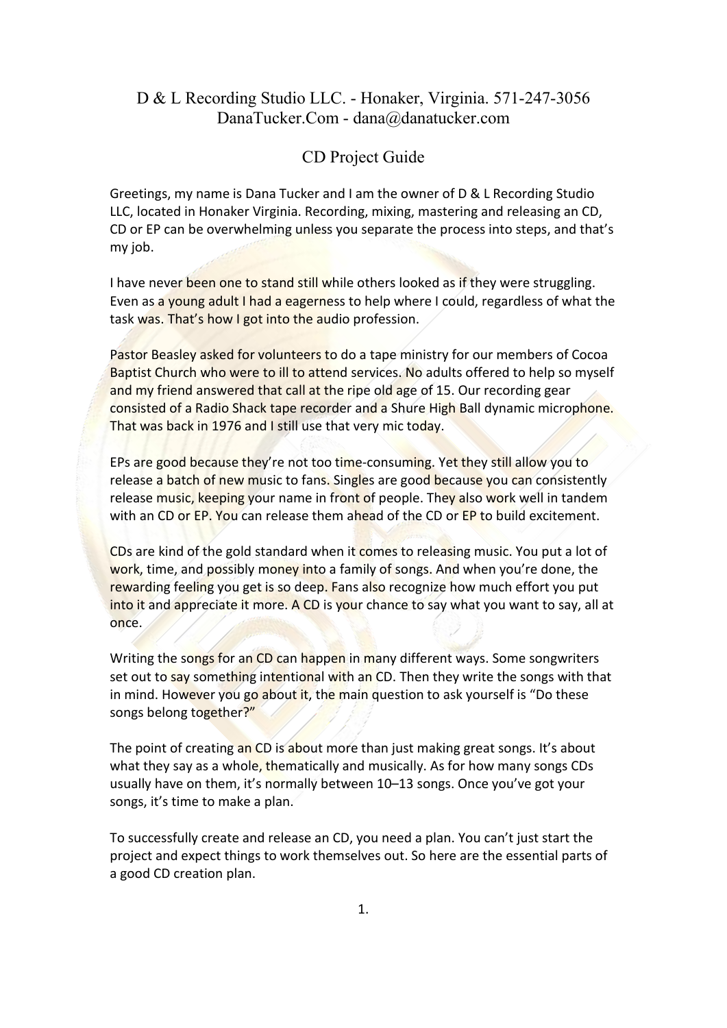D & L Recording Studio LLC. - Honaker, Virginia. 571-247-3056
DanaTucker.Com - dana@danatucker.com

# CD Project Guide

Greetings, my name is Dana Tucker and I am the owner of D & L Recording Studio LLC, located in Honaker Virginia. Recording, mixing, mastering and releasing an CD, CD or EP can be overwhelming unless you separate the process into steps, and that's my job.

I have never been one to stand still while others looked as if they were struggling. Even as a young adult I had a eagerness to help where I could, regardless of what the task was. That's how I got into the audio profession.

Pastor Beasley asked for volunteers to do a tape ministry for our members of Cocoa Baptist Church who were to ill to attend services. No adults offered to help so myself and my friend answered that call at the ripe old age of 15. Our recording gear consisted of a Radio Shack tape recorder and a Shure High Ball dynamic microphone. That was back in 1976 and I still use that very mic today.

EPs are good because they're not too time-consuming. Yet they still allow you to release a batch of new music to fans. Singles are good because you can consistently release music, keeping your name in front of people. They also work well in tandem with an CD or EP. You can release them ahead of the CD or EP to build excitement.

CDs are kind of the gold standard when it comes to releasing music. You put a lot of work, time, and possibly money into a family of songs. And when you're done, the rewarding feeling you get is so deep. Fans also recognize how much effort you put into it and appreciate it more. A CD is your chance to say what you want to say, all at once.

Writing the songs for an CD can happen in many different ways. Some songwriters set out to say something intentional with an CD. Then they write the songs with that in mind. However you go about it, the main question to ask yourself is "Do these songs belong together?"

The point of creating an CD is about more than just making great songs. It's about what they say as a whole, thematically and musically. As for how many songs CDs usually have on them, it's normally between 10–13 songs. Once you've got your songs, it's time to make a plan.

To successfully create and release an CD, you need a plan. You can't just start the project and expect things to work themselves out. So here are the essential parts of a good CD creation plan.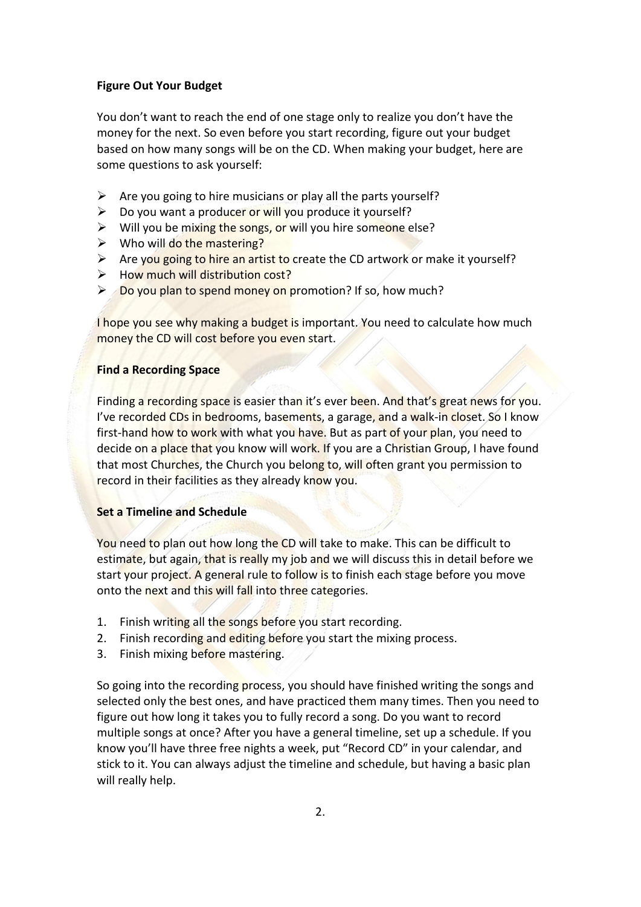**Figure Out Your Budget**

You don't want to reach the end of one stage only to realize you don't have the money for the next. So even before you start recording, figure out your budget based on how many songs will be on the CD. When making your budget, here are some questions to ask yourself:

- Are you going to hire musicians or play all the parts yourself?
- Do you want a producer or will you produce it yourself?
- Will you be mixing the songs, or will you hire someone else?
- Who will do the mastering?
- Are you going to hire an artist to create the CD artwork or make it yourself?
- How much will distribution cost?
- Do you plan to spend money on promotion? If so, how much?

I hope you see why making a budget is important. You need to calculate how much money the CD will cost before you even start.

**Find a Recording Space**

Finding a recording space is easier than it's ever been. And that's great news for you. I've recorded CDs in bedrooms, basements, a garage, and a walk-in closet. So I know first-hand how to work with what you have. But as part of your plan, you need to decide on a place that you know will work. If you are a Christian Group, I have found that most Churches, the Church you belong to, will often grant you permission to record in their facilities as they already know you.

**Set a Timeline and Schedule**

You need to plan out how long the CD will take to make. This can be difficult to estimate, but again, that is really my job and we will discuss this in detail before we start your project. A general rule to follow is to finish each stage before you move onto the next and this will fall into three categories.

1. Finish writing all the songs before you start recording.
2. Finish recording and editing before you start the mixing process.
3. Finish mixing before mastering.

So going into the recording process, you should have finished writing the songs and selected only the best ones, and have practiced them many times. Then you need to figure out how long it takes you to fully record a song. Do you want to record multiple songs at once? After you have a general timeline, set up a schedule. If you know you'll have three free nights a week, put "Record CD" in your calendar, and stick to it. You can always adjust the timeline and schedule, but having a basic plan will really help.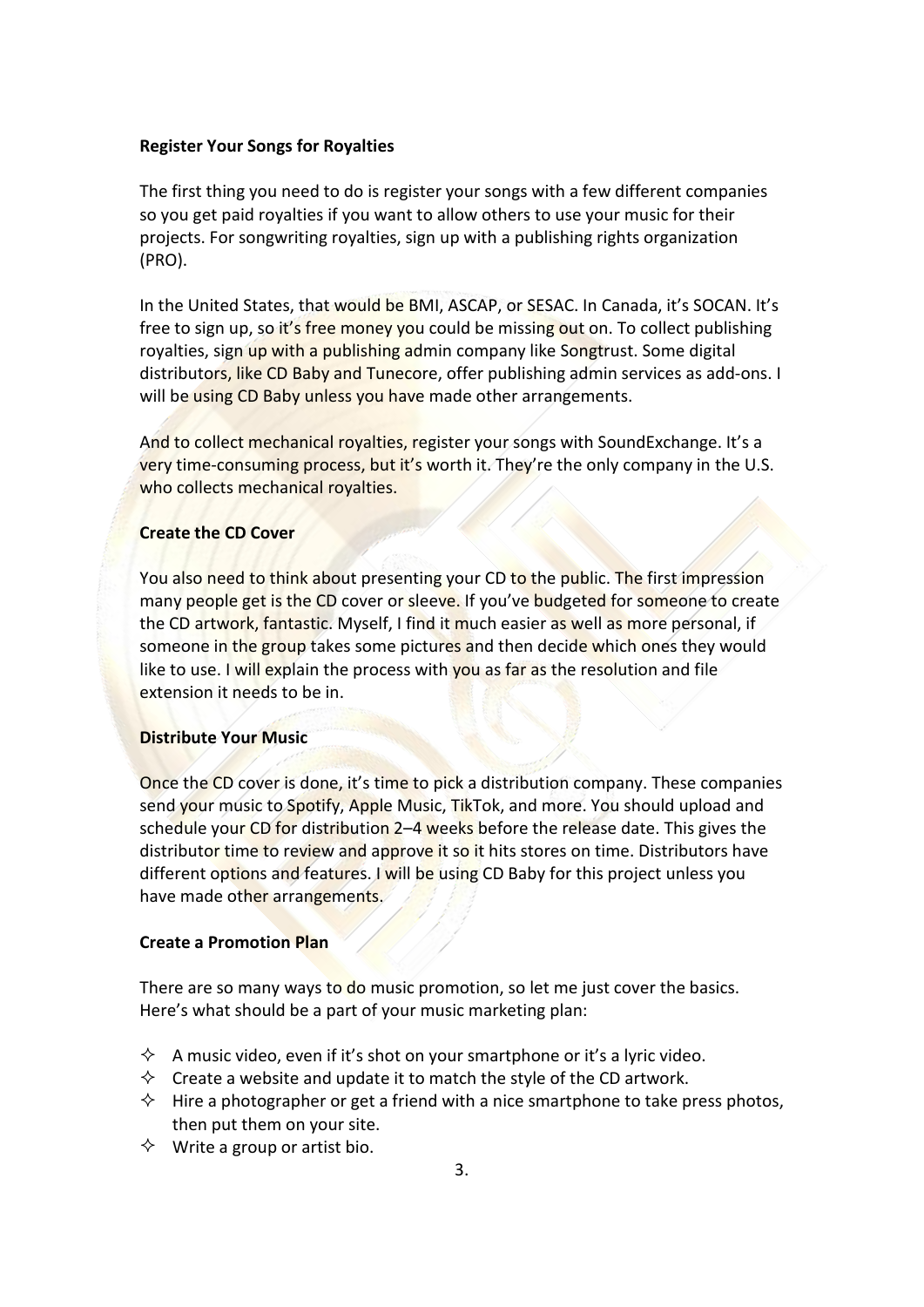**Register Your Songs for Royalties**

The first thing you need to do is register your songs with a few different companies so you get paid royalties if you want to allow others to use your music for their projects. For songwriting royalties, sign up with a publishing rights organization (PRO).

In the United States, that would be BMI, ASCAP, or SESAC. In Canada, it's SOCAN. It's free to sign up, so it's free money you could be missing out on. To collect publishing royalties, sign up with a publishing admin company like Songtrust. Some digital distributors, like CD Baby and Tunecore, offer publishing admin services as add-ons. I will be using CD Baby unless you have made other arrangements.

And to collect mechanical royalties, register your songs with SoundExchange. It's a very time-consuming process, but it's worth it. They're the only company in the U.S. who collects mechanical royalties.

**Create the CD Cover**

You also need to think about presenting your CD to the public. The first impression many people get is the CD cover or sleeve. If you've budgeted for someone to create the CD artwork, fantastic. Myself, I find it much easier as well as more personal, if someone in the group takes some pictures and then decide which ones they would like to use. I will explain the process with you as far as the resolution and file extension it needs to be in.

**Distribute Your Music**

Once the CD cover is done, it's time to pick a distribution company. These companies send your music to Spotify, Apple Music, TikTok, and more. You should upload and schedule your CD for distribution 2–4 weeks before the release date. This gives the distributor time to review and approve it so it hits stores on time. Distributors have different options and features. I will be using CD Baby for this project unless you have made other arrangements.

**Create a Promotion Plan**

There are so many ways to do music promotion, so let me just cover the basics. Here's what should be a part of your music marketing plan:

- A music video, even if it's shot on your smartphone or it's a lyric video.
- Create a website and update it to match the style of the CD artwork.
- Hire a photographer or get a friend with a nice smartphone to take press photos, then put them on your site.
- Write a group or artist bio.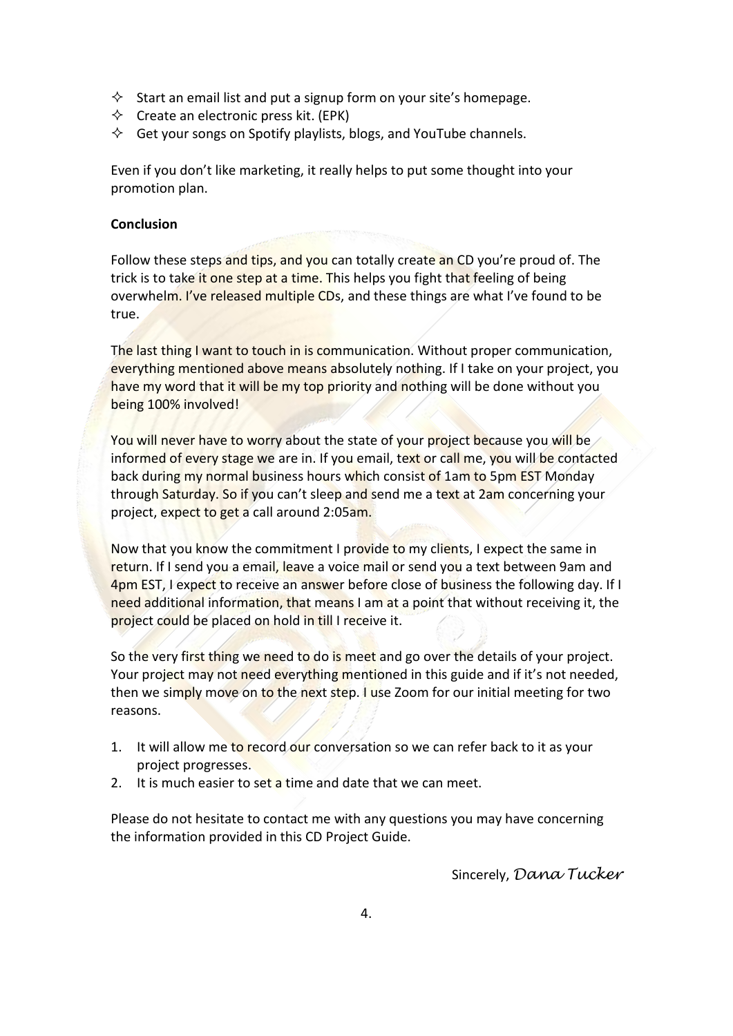- Start an email list and put a signup form on your site's homepage.
- Create an electronic press kit. (EPK)
- Get your songs on Spotify playlists, blogs, and YouTube channels.

Even if you don't like marketing, it really helps to put some thought into your promotion plan.

**Conclusion**

Follow these steps and tips, and you can totally create an CD you're proud of. The trick is to take it one step at a time. This helps you fight that feeling of being overwhelm. I've released multiple CDs, and these things are what I've found to be true.

The last thing I want to touch in is communication. Without proper communication, everything mentioned above means absolutely nothing. If I take on your project, you have my word that it will be my top priority and nothing will be done without you being 100% involved!

You will never have to worry about the state of your project because you will be informed of every stage we are in. If you email, text or call me, you will be contacted back during my normal business hours which consist of 1am to 5pm EST Monday through Saturday. So if you can't sleep and send me a text at 2am concerning your project, expect to get a call around 2:05am.

Now that you know the commitment I provide to my clients, I expect the same in return. If I send you a email, leave a voice mail or send you a text between 9am and 4pm EST, I expect to receive an answer before close of business the following day. If I need additional information, that means I am at a point that without receiving it, the project could be placed on hold in till I receive it.

So the very first thing we need to do is meet and go over the details of your project. Your project may not need everything mentioned in this guide and if it's not needed, then we simply move on to the next step. I use Zoom for our initial meeting for two reasons.

1. It will allow me to record our conversation so we can refer back to it as your project progresses.
2. It is much easier to set a time and date that we can meet.

Please do not hesitate to contact me with any questions you may have concerning the information provided in this CD Project Guide.

Sincerely, *Dana Tucker*